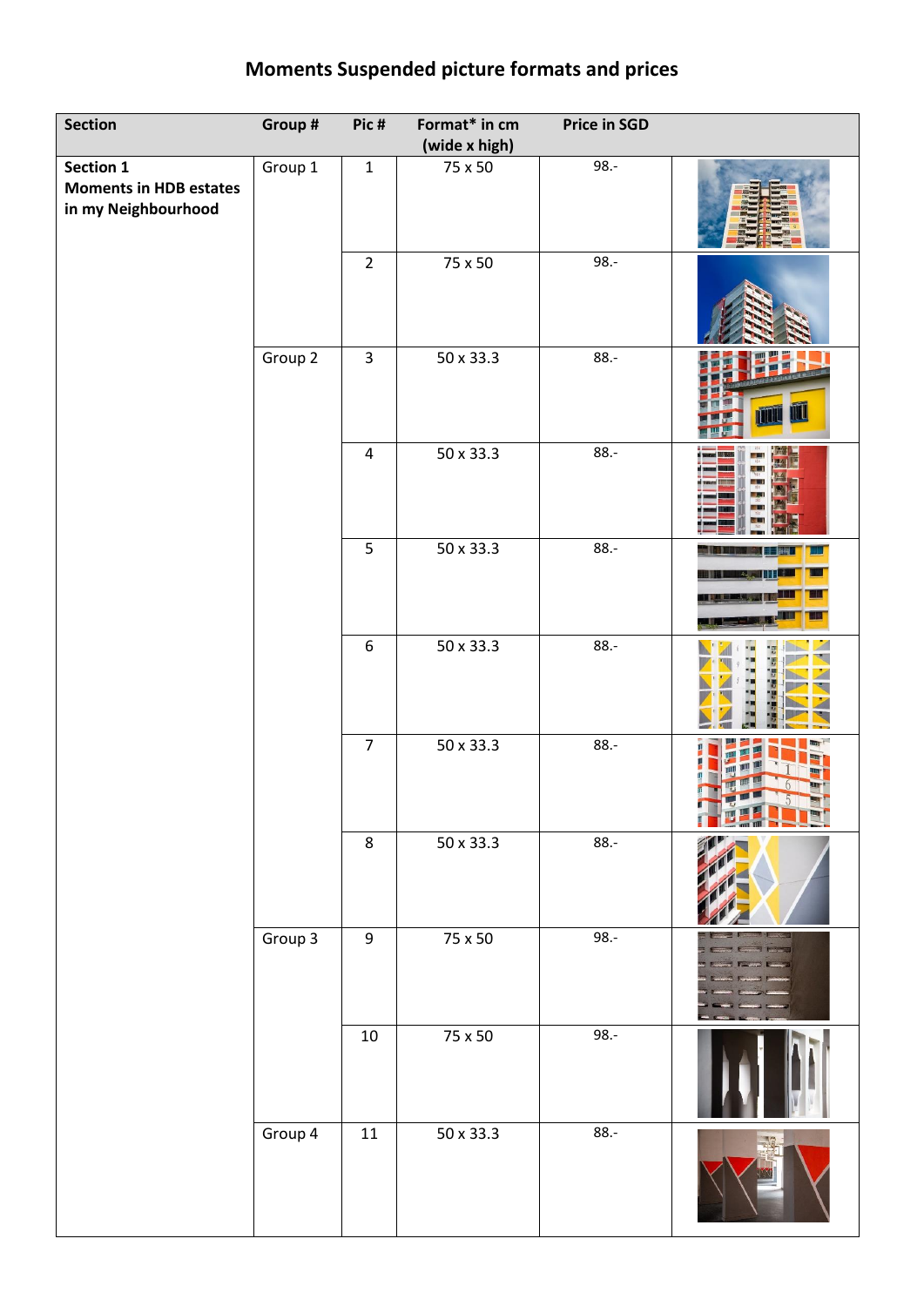# Moments Suspended picture formats and prices

| Section | Group # | Pic # | Format* in cm (wide x high) | Price in SGD | |
|---|---|---|---|---|---|
| **Section 1 Moments in HDB estates in my Neighbourhood** | Group 1 | 1 | 75 x 50 | 98.- | |
| | | 2 | 75 x 50 | 98.- | |
| | Group 2 | 3 | 50 x 33.3 | 88.- | |
| | | 4 | 50 x 33.3 | 88.- | |
| | | 5 | 50 x 33.3 | 88.- | |
| | | 6 | 50 x 33.3 | 88.- | |
| | | 7 | 50 x 33.3 | 88.- | |
| | | 8 | 50 x 33.3 | 88.- | |
| | Group 3 | 9 | 75 x 50 | 98.- | |
| | | 10 | 75 x 50 | 98.- | |
| | Group 4 | 11 | 50 x 33.3 | 88.- | |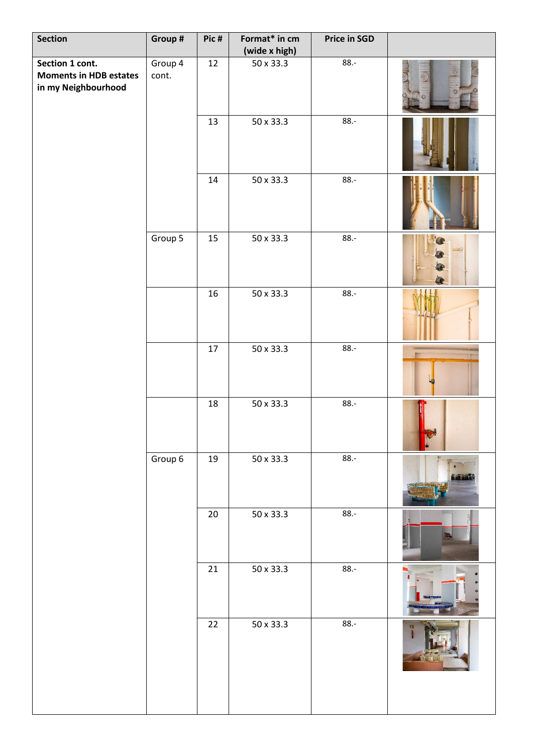| Section | Group # | Pic # | Format* in cm (wide x high) | Price in SGD | |
|---|---|---|---|---|---|
| **Section 1 cont. Moments in HDB estates in my Neighbourhood** | Group 4 cont. | 12 | 50 x 33.3 | 88.- | |
| | | 13 | 50 x 33.3 | 88.- | |
| | | 14 | 50 x 33.3 | 88.- | |
| | Group 5 | 15 | 50 x 33.3 | 88.- | |
| | | 16 | 50 x 33.3 | 88.- | |
| | | 17 | 50 x 33.3 | 88.- | |
| | | 18 | 50 x 33.3 | 88.- | |
| | Group 6 | 19 | 50 x 33.3 | 88.- | |
| | | 20 | 50 x 33.3 | 88.- | |
| | | 21 | 50 x 33.3 | 88.- | |
| | | 22 | 50 x 33.3 | 88.- | |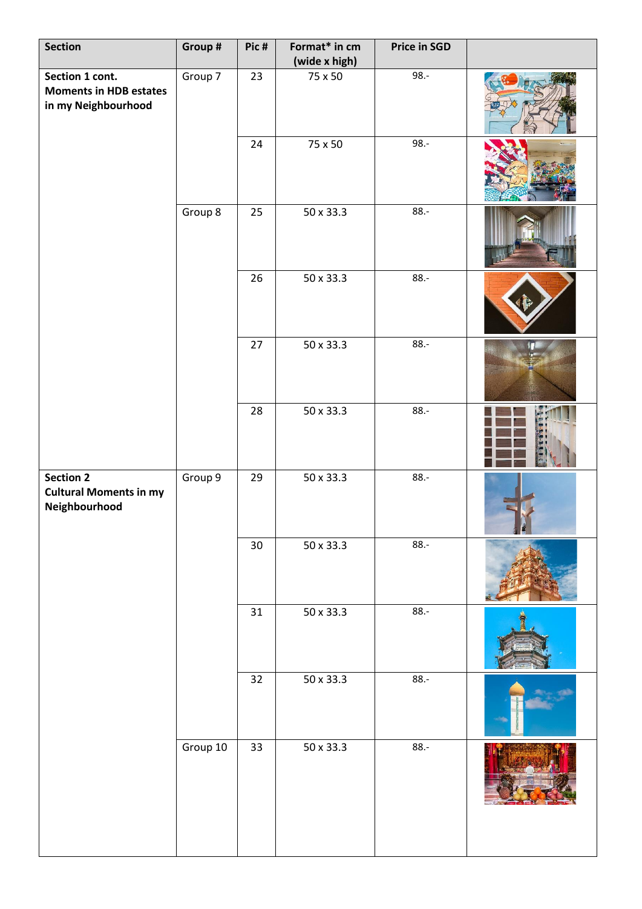| Section | Group # | Pic # | Format* in cm (wide x high) | Price in SGD | |
|---|---|---|---|---|---|
| **Section 1 cont. Moments in HDB estates in my Neighbourhood** | Group 7 | 23 | 75 x 50 | 98.- | |
| | | 24 | 75 x 50 | 98.- | |
| | Group 8 | 25 | 50 x 33.3 | 88.- | |
| | | 26 | 50 x 33.3 | 88.- | |
| | | 27 | 50 x 33.3 | 88.- | |
| | | 28 | 50 x 33.3 | 88.- | |
| **Section 2 Cultural Moments in my Neighbourhood** | Group 9 | 29 | 50 x 33.3 | 88.- | |
| | | 30 | 50 x 33.3 | 88.- | |
| | | 31 | 50 x 33.3 | 88.- | |
| | | 32 | 50 x 33.3 | 88.- | |
| | Group 10 | 33 | 50 x 33.3 | 88.- | |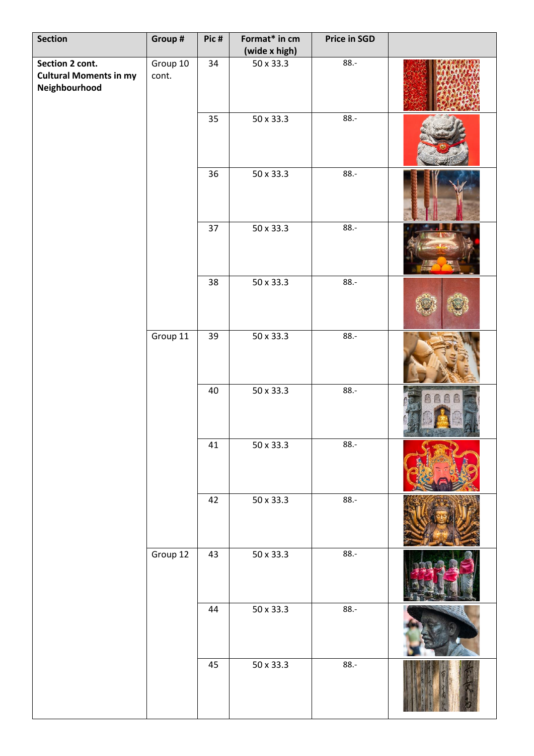| Section | Group # | Pic # | Format* in cm (wide x high) | Price in SGD | |
|---|---|---|---|---|---|
| **Section 2 cont. Cultural Moments in my Neighbourhood** | Group 10 cont. | 34 | 50 x 33.3 | 88.- | |
| | | 35 | 50 x 33.3 | 88.- | |
| | | 36 | 50 x 33.3 | 88.- | |
| | | 37 | 50 x 33.3 | 88.- | |
| | | 38 | 50 x 33.3 | 88.- | |
| | Group 11 | 39 | 50 x 33.3 | 88.- | |
| | | 40 | 50 x 33.3 | 88.- | |
| | | 41 | 50 x 33.3 | 88.- | |
| | | 42 | 50 x 33.3 | 88.- | |
| | Group 12 | 43 | 50 x 33.3 | 88.- | |
| | | 44 | 50 x 33.3 | 88.- | |
| | | 45 | 50 x 33.3 | 88.- | |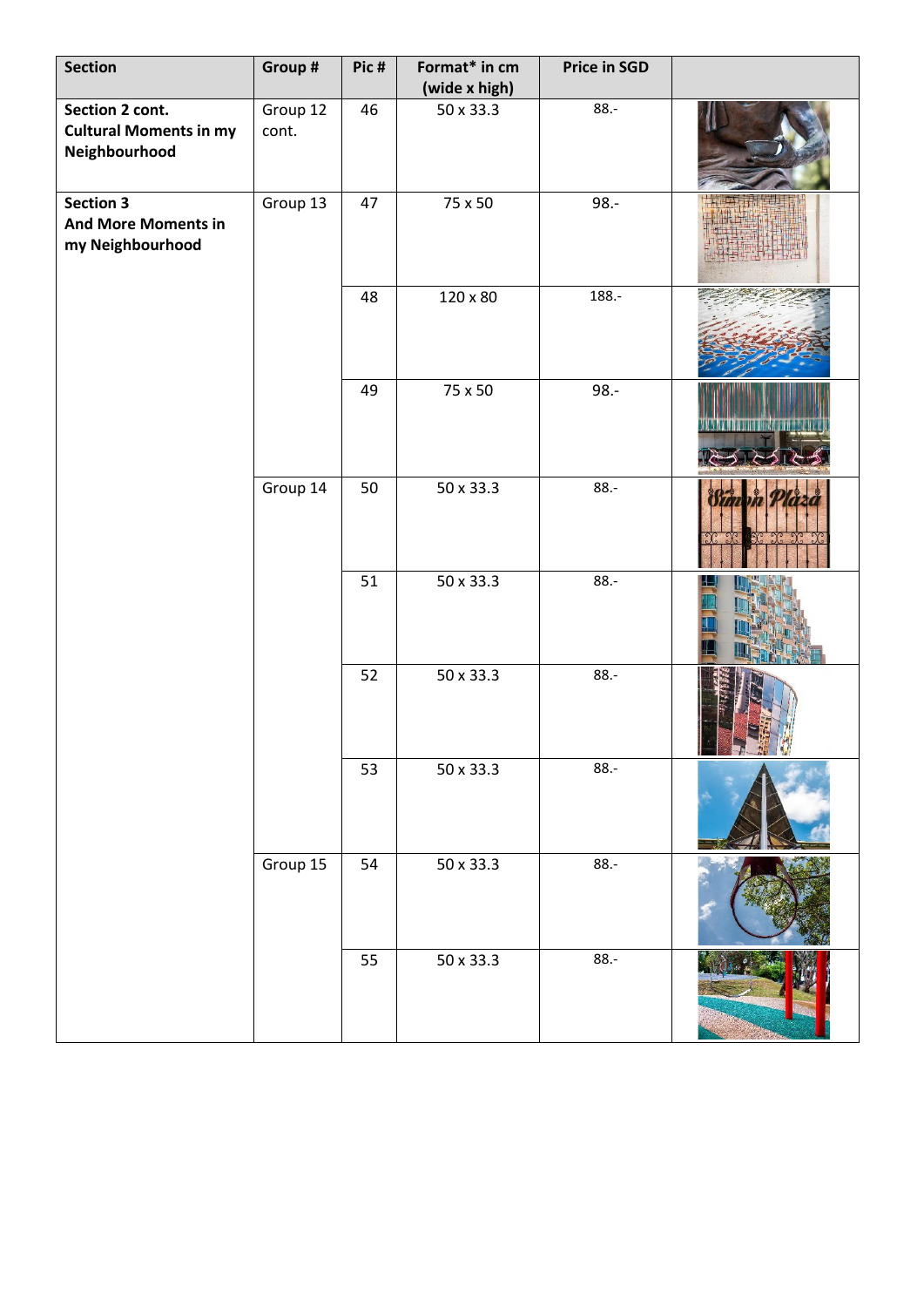| Section | Group # | Pic # | Format* in cm (wide x high) | Price in SGD | |
|---|---|---|---|---|---|
| **Section 2 cont. Cultural Moments in my Neighbourhood** | Group 12 cont. | 46 | 50 x 33.3 | 88.- | |
| **Section 3 And More Moments in my Neighbourhood** | Group 13 | 47 | 75 x 50 | 98.- | |
| | | 48 | 120 x 80 | 188.- | |
| | | 49 | 75 x 50 | 98.- | |
| | Group 14 | 50 | 50 x 33.3 | 88.- | |
| | | 51 | 50 x 33.3 | 88.- | |
| | | 52 | 50 x 33.3 | 88.- | |
| | | 53 | 50 x 33.3 | 88.- | |
| | Group 15 | 54 | 50 x 33.3 | 88.- | |
| | | 55 | 50 x 33.3 | 88.- | |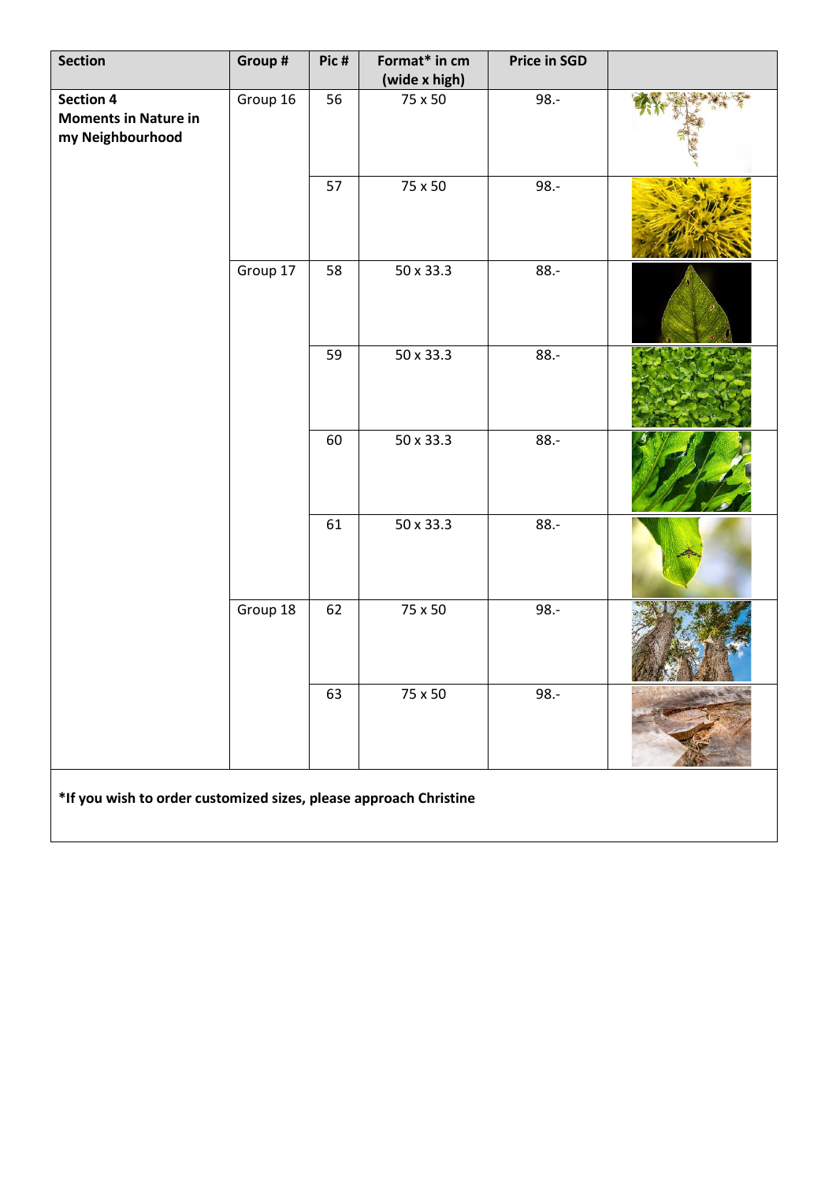| Section | Group # | Pic # | Format* in cm (wide x high) | Price in SGD | |
|---|---|---|---|---|---|
| **Section 4 Moments in Nature in my Neighbourhood** | Group 16 | 56 | 75 x 50 | 98.- | |
| | | 57 | 75 x 50 | 98.- | |
| | Group 17 | 58 | 50 x 33.3 | 88.- | |
| | | 59 | 50 x 33.3 | 88.- | |
| | | 60 | 50 x 33.3 | 88.- | |
| | | 61 | 50 x 33.3 | 88.- | |
| | Group 18 | 62 | 75 x 50 | 98.- | |
| | | 63 | 75 x 50 | 98.- | |

**\*If you wish to order customized sizes, please approach Christine**